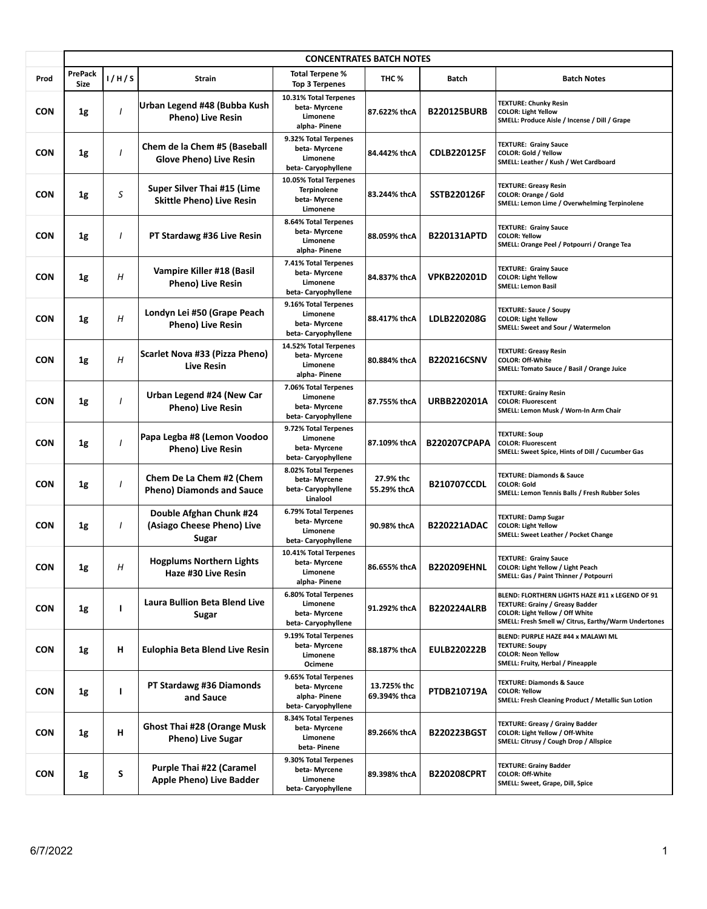| CONCENTRATES BATCH NOTES | | | | | | | |
|---|---|---|---|---|---|---|---|
| **Prod** | **PrePack Size** | **I / H / S** | **Strain** | **Total Terpene % Top 3 Terpenes** | **THC %** | **Batch** | **Batch Notes** |
| **CON** | **1g** | *I* | **Urban Legend #48 (Bubba Kush Pheno) Live Resin** | 10.31% Total Terpenes beta- Myrcene Limonene alpha- Pinene | 87.622% thcA | **B220125BURB** | TEXTURE: Chunky Resin COLOR: Light Yellow SMELL: Produce Aisle / Incense / Dill / Grape |
| **CON** | **1g** | *I* | **Chem de la Chem #5 (Baseball Glove Pheno) Live Resin** | 9.32% Total Terpenes beta- Myrcene Limonene beta- Caryophyllene | 84.442% thcA | **CDLB220125F** | TEXTURE: Grainy Sauce COLOR: Gold / Yellow SMELL: Leather / Kush / Wet Cardboard |
| **CON** | **1g** | *S* | **Super Silver Thai #15 (Lime Skittle Pheno) Live Resin** | 10.05% Total Terpenes Terpinolene beta- Myrcene Limonene | 83.244% thcA | **SSTB220126F** | TEXTURE: Greasy Resin COLOR: Orange / Gold SMELL: Lemon Lime / Overwhelming Terpinolene |
| **CON** | **1g** | *I* | **PT Stardawg #36 Live Resin** | 8.64% Total Terpenes beta- Myrcene Limonene alpha- Pinene | 88.059% thcA | **B220131APTD** | TEXTURE: Grainy Sauce COLOR: Yellow SMELL: Orange Peel / Potpourri / Orange Tea |
| **CON** | **1g** | *H* | **Vampire Killer #18 (Basil Pheno) Live Resin** | 7.41% Total Terpenes beta- Myrcene Limonene beta- Caryophyllene | 84.837% thcA | **VPKB220201D** | TEXTURE: Grainy Sauce COLOR: Light Yellow SMELL: Lemon Basil |
| **CON** | **1g** | *H* | **Londyn Lei #50 (Grape Peach Pheno) Live Resin** | 9.16% Total Terpenes Limonene beta- Myrcene beta- Caryophyllene | 88.417% thcA | **LDLB220208G** | TEXTURE: Sauce / Soupy COLOR: Light Yellow SMELL: Sweet and Sour / Watermelon |
| **CON** | **1g** | *H* | **Scarlet Nova #33 (Pizza Pheno) Live Resin** | 14.52% Total Terpenes beta- Myrcene Limonene alpha- Pinene | 80.884% thcA | **B220216CSNV** | TEXTURE: Greasy Resin COLOR: Off-White SMELL: Tomato Sauce / Basil / Orange Juice |
| **CON** | **1g** | *I* | **Urban Legend #24 (New Car Pheno) Live Resin** | 7.06% Total Terpenes Limonene beta- Myrcene beta- Caryophyllene | 87.755% thcA | **URBB220201A** | TEXTURE: Grainy Resin COLOR: Fluorescent SMELL: Lemon Musk / Worn-In Arm Chair |
| **CON** | **1g** | *I* | **Papa Legba #8 (Lemon Voodoo Pheno) Live Resin** | 9.72% Total Terpenes Limonene beta- Myrcene beta- Caryophyllene | 87.109% thcA | **B220207CPAPA** | TEXTURE: Soup COLOR: Fluorescent SMELL: Sweet Spice, Hints of Dill / Cucumber Gas |
| **CON** | **1g** | *I* | **Chem De La Chem #2 (Chem Pheno) Diamonds and Sauce** | 8.02% Total Terpenes beta- Myrcene beta- Caryophyllene Linalool | 27.9% thc 55.29% thcA | **B210707CCDL** | TEXTURE: Diamonds & Sauce COLOR: Gold SMELL: Lemon Tennis Balls / Fresh Rubber Soles |
| **CON** | **1g** | *I* | **Double Afghan Chunk #24 (Asiago Cheese Pheno) Live Sugar** | 6.79% Total Terpenes beta- Myrcene Limonene beta- Caryophyllene | 90.98% thcA | **B220221ADAC** | TEXTURE: Damp Sugar COLOR: Light Yellow SMELL: Sweet Leather / Pocket Change |
| **CON** | **1g** | *H* | **Hogplums Northern Lights Haze #30 Live Resin** | 10.41% Total Terpenes beta- Myrcene Limonene alpha- Pinene | 86.655% thcA | **B220209EHNL** | TEXTURE: Grainy Sauce COLOR: Light Yellow / Light Peach SMELL: Gas / Paint Thinner / Potpourri |
| **CON** | **1g** | **I** | **Laura Bullion Beta Blend Live Sugar** | 6.80% Total Terpenes Limonene beta- Myrcene beta- Caryophyllene | 91.292% thcA | **B220224ALRB** | BLEND: FLORTHERN LIGHTS HAZE #11 x LEGEND OF 91 TEXTURE: Grainy / Greasy Badder COLOR: Light Yellow / Off White SMELL: Fresh Smell w/ Citrus, Earthy/Warm Undertones |
| **CON** | **1g** | **H** | **Eulophia Beta Blend Live Resin** | 9.19% Total Terpenes beta- Myrcene Limonene Ocimene | 88.187% thcA | **EULB220222B** | BLEND: PURPLE HAZE #44 x MALAWI ML TEXTURE: Soupy COLOR: Neon Yellow SMELL: Fruity, Herbal / Pineapple |
| **CON** | **1g** | **I** | **PT Stardawg #36 Diamonds and Sauce** | 9.65% Total Terpenes beta- Myrcene alpha- Pinene beta- Caryophyllene | 13.725% thc 69.394% thca | **PTDB210719A** | TEXTURE: Diamonds & Sauce COLOR: Yellow SMELL: Fresh Cleaning Product / Metallic Sun Lotion |
| **CON** | **1g** | **H** | **Ghost Thai #28 (Orange Musk Pheno) Live Sugar** | 8.34% Total Terpenes beta- Myrcene Limonene beta- Pinene | 89.266% thcA | **B220223BGST** | TEXTURE: Greasy / Grainy Badder COLOR: Light Yellow / Off-White SMELL: Citrusy / Cough Drop / Allspice |
| **CON** | **1g** | **S** | **Purple Thai #22 (Caramel Apple Pheno) Live Badder** | 9.30% Total Terpenes beta- Myrcene Limonene beta- Caryophyllene | 89.398% thcA | **B220208CPRT** | TEXTURE: Grainy Badder COLOR: Off-White SMELL: Sweet, Grape, Dill, Spice |

6/7/2022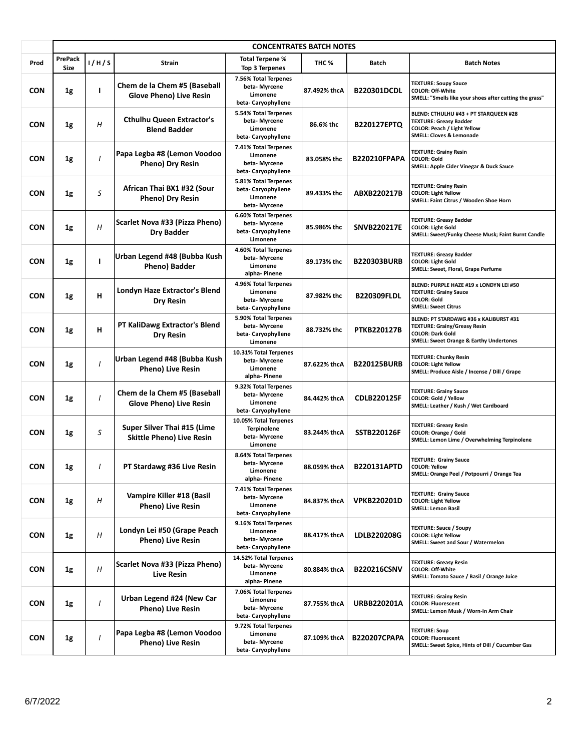| Prod | PrePack Size | I / H / S | Strain | Total Terpene % Top 3 Terpenes | THC % | Batch | Batch Notes |
|---|---|---|---|---|---|---|---|
| **CONCENTRATES BATCH NOTES** | | | | | | | |
| CON | 1g | I | Chem de la Chem #5 (Baseball Glove Pheno) Live Resin | 7.56% Total Terpenes<br>beta- Myrcene<br>Limonene<br>beta- Caryophyllene | 87.492% thcA | B220301DCDL | TEXTURE: Soupy Sauce<br>COLOR: Off-White<br>SMELL: "Smells like your shoes after cutting the grass" |
| CON | 1g | *H* | Cthulhu Queen Extractor's Blend Badder | 5.54% Total Terpenes<br>beta- Myrcene<br>Limonene<br>beta- Caryophyllene | 86.6% thc | B220127EPTQ | BLEND: CTHULHU #43 + PT STARQUEEN #28<br>TEXTURE: Greasy Badder<br>COLOR: Peach / Light Yellow<br>SMELL: Cloves & Lemonade |
| CON | 1g | *I* | Papa Legba #8 (Lemon Voodoo Pheno) Dry Resin | 7.41% Total Terpenes<br>Limonene<br>beta- Myrcene<br>beta- Caryophyllene | 83.058% thc | B220210FPAPA | TEXTURE: Grainy Resin<br>COLOR: Gold<br>SMELL: Apple Cider Vinegar & Duck Sauce |
| CON | 1g | *S* | African Thai BX1 #32 (Sour Pheno) Dry Resin | 5.81% Total Terpenes<br>beta- Caryophyllene<br>Limonene<br>beta- Myrcene | 89.433% thc | ABXB220217B | TEXTURE: Grainy Resin<br>COLOR: Light Yellow<br>SMELL: Faint Citrus / Wooden Shoe Horn |
| CON | 1g | *H* | Scarlet Nova #33 (Pizza Pheno) Dry Badder | 6.60% Total Terpenes<br>beta- Myrcene<br>beta- Caryophyllene<br>Limonene | 85.986% thc | SNVB220217E | TEXTURE: Greasy Badder<br>COLOR: Light Gold<br>SMELL: Sweet/Funky Cheese Musk; Faint Burnt Candle |
| CON | 1g | I | Urban Legend #48 (Bubba Kush Pheno) Badder | 4.60% Total Terpenes<br>beta- Myrcene<br>Limonene<br>alpha- Pinene | 89.173% thc | B220303BURB | TEXTURE: Greasy Badder<br>COLOR: Light Gold<br>SMELL: Sweet, Floral, Grape Perfume |
| CON | 1g | H | Londyn Haze Extractor's Blend Dry Resin | 4.96% Total Terpenes<br>Limonene<br>beta- Myrcene<br>beta- Caryophyllene | 87.982% thc | B220309FLDL | BLEND: PURPLE HAZE #19 x LONDYN LEI #50<br>TEXTURE: Grainy Sauce<br>COLOR: Gold<br>SMELL: Sweet Citrus |
| CON | 1g | H | PT KaliDawg Extractor's Blend Dry Resin | 5.90% Total Terpenes<br>beta- Myrcene<br>beta- Caryophyllene<br>Limonene | 88.732% thc | PTKB220127B | BLEND: PT STARDAWG #36 x KALIBURST #31<br>TEXTURE: Grainy/Greasy Resin<br>COLOR: Dark Gold<br>SMELL: Sweet Orange & Earthy Undertones |
| CON | 1g | *I* | Urban Legend #48 (Bubba Kush Pheno) Live Resin | 10.31% Total Terpenes<br>beta- Myrcene<br>Limonene<br>alpha- Pinene | 87.622% thcA | B220125BURB | TEXTURE: Chunky Resin<br>COLOR: Light Yellow<br>SMELL: Produce Aisle / Incense / Dill / Grape |
| CON | 1g | *I* | Chem de la Chem #5 (Baseball Glove Pheno) Live Resin | 9.32% Total Terpenes<br>beta- Myrcene<br>Limonene<br>beta- Caryophyllene | 84.442% thcA | CDLB220125F | TEXTURE: Grainy Sauce<br>COLOR: Gold / Yellow<br>SMELL: Leather / Kush / Wet Cardboard |
| CON | 1g | *S* | Super Silver Thai #15 (Lime Skittle Pheno) Live Resin | 10.05% Total Terpenes<br>Terpinolene<br>beta- Myrcene<br>Limonene | 83.244% thcA | SSTB220126F | TEXTURE: Greasy Resin<br>COLOR: Orange / Gold<br>SMELL: Lemon Lime / Overwhelming Terpinolene |
| CON | 1g | *I* | PT Stardawg #36 Live Resin | 8.64% Total Terpenes<br>beta- Myrcene<br>Limonene<br>alpha- Pinene | 88.059% thcA | B220131APTD | TEXTURE: Grainy Sauce<br>COLOR: Yellow<br>SMELL: Orange Peel / Potpourri / Orange Tea |
| CON | 1g | *H* | Vampire Killer #18 (Basil Pheno) Live Resin | 7.41% Total Terpenes<br>beta- Myrcene<br>Limonene<br>beta- Caryophyllene | 84.837% thcA | VPKB220201D | TEXTURE: Grainy Sauce<br>COLOR: Light Yellow<br>SMELL: Lemon Basil |
| CON | 1g | *H* | Londyn Lei #50 (Grape Peach Pheno) Live Resin | 9.16% Total Terpenes<br>Limonene<br>beta- Myrcene<br>beta- Caryophyllene | 88.417% thcA | LDLB220208G | TEXTURE: Sauce / Soupy<br>COLOR: Light Yellow<br>SMELL: Sweet and Sour / Watermelon |
| CON | 1g | *H* | Scarlet Nova #33 (Pizza Pheno) Live Resin | 14.52% Total Terpenes<br>beta- Myrcene<br>Limonene<br>alpha- Pinene | 80.884% thcA | B220216CSNV | TEXTURE: Greasy Resin<br>COLOR: Off-White<br>SMELL: Tomato Sauce / Basil / Orange Juice |
| CON | 1g | *I* | Urban Legend #24 (New Car Pheno) Live Resin | 7.06% Total Terpenes<br>Limonene<br>beta- Myrcene<br>beta- Caryophyllene | 87.755% thcA | URBB220201A | TEXTURE: Grainy Resin<br>COLOR: Fluorescent<br>SMELL: Lemon Musk / Worn-In Arm Chair |
| CON | 1g | *I* | Papa Legba #8 (Lemon Voodoo Pheno) Live Resin | 9.72% Total Terpenes<br>Limonene<br>beta- Myrcene<br>beta- Caryophyllene | 87.109% thcA | B220207CPAPA | TEXTURE: Soup<br>COLOR: Fluorescent<br>SMELL: Sweet Spice, Hints of Dill / Cucumber Gas |

6/7/2022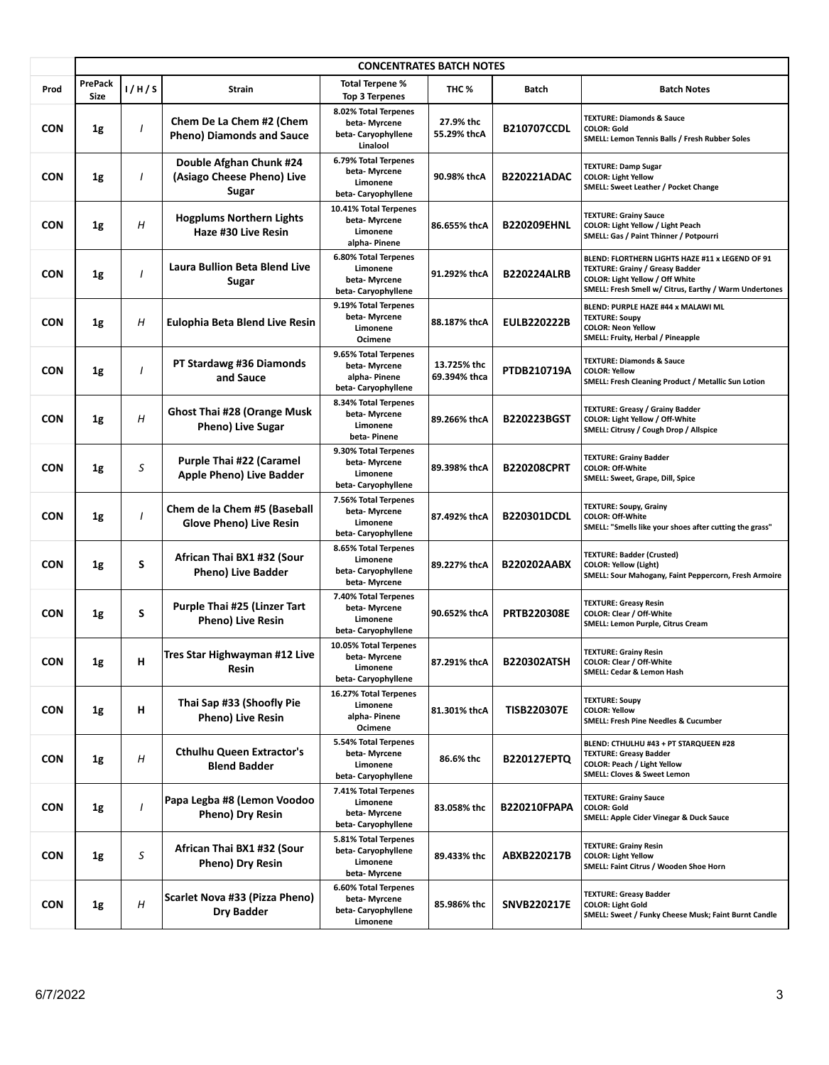| | CONCENTRATES BATCH NOTES | | | | | | |
|---|---|---|---|---|---|---|---|
| **Prod** | **PrePack Size** | **I / H / S** | **Strain** | **Total Terpene % Top 3 Terpenes** | **THC %** | **Batch** | **Batch Notes** |
| **CON** | **1g** | *I* | **Chem De La Chem #2 (Chem Pheno) Diamonds and Sauce** | 8.02% Total Terpenes<br>beta- Myrcene<br>beta- Caryophyllene<br>Linalool | 27.9% thc<br>55.29% thcA | **B210707CCDL** | TEXTURE: Diamonds & Sauce<br>COLOR: Gold<br>SMELL: Lemon Tennis Balls / Fresh Rubber Soles |
| **CON** | **1g** | *I* | **Double Afghan Chunk #24 (Asiago Cheese Pheno) Live Sugar** | 6.79% Total Terpenes<br>beta- Myrcene<br>Limonene<br>beta- Caryophyllene | 90.98% thcA | **B220221ADAC** | TEXTURE: Damp Sugar<br>COLOR: Light Yellow<br>SMELL: Sweet Leather / Pocket Change |
| **CON** | **1g** | *H* | **Hogplums Northern Lights Haze #30 Live Resin** | 10.41% Total Terpenes<br>beta- Myrcene<br>Limonene<br>alpha- Pinene | 86.655% thcA | **B220209EHNL** | TEXTURE: Grainy Sauce<br>COLOR: Light Yellow / Light Peach<br>SMELL: Gas / Paint Thinner / Potpourri |
| **CON** | **1g** | *I* | **Laura Bullion Beta Blend Live Sugar** | 6.80% Total Terpenes<br>Limonene<br>beta- Myrcene<br>beta- Caryophyllene | 91.292% thcA | **B220224ALRB** | BLEND: FLORTHERN LIGHTS HAZE #11 x LEGEND OF 91<br>TEXTURE: Grainy / Greasy Badder<br>COLOR: Light Yellow / Off White<br>SMELL: Fresh Smell w/ Citrus, Earthy / Warm Undertones |
| **CON** | **1g** | *H* | **Eulophia Beta Blend Live Resin** | 9.19% Total Terpenes<br>beta- Myrcene<br>Limonene<br>Ocimene | 88.187% thcA | **EULB220222B** | BLEND: PURPLE HAZE #44 x MALAWI ML<br>TEXTURE: Soupy<br>COLOR: Neon Yellow<br>SMELL: Fruity, Herbal / Pineapple |
| **CON** | **1g** | *I* | **PT Stardawg #36 Diamonds and Sauce** | 9.65% Total Terpenes<br>beta- Myrcene<br>alpha- Pinene<br>beta- Caryophyllene | 13.725% thc<br>69.394% thca | **PTDB210719A** | TEXTURE: Diamonds & Sauce<br>COLOR: Yellow<br>SMELL: Fresh Cleaning Product / Metallic Sun Lotion |
| **CON** | **1g** | *H* | **Ghost Thai #28 (Orange Musk Pheno) Live Sugar** | 8.34% Total Terpenes<br>beta- Myrcene<br>Limonene<br>beta- Pinene | 89.266% thcA | **B220223BGST** | TEXTURE: Greasy / Grainy Badder<br>COLOR: Light Yellow / Off-White<br>SMELL: Citrusy / Cough Drop / Allspice |
| **CON** | **1g** | *S* | **Purple Thai #22 (Caramel Apple Pheno) Live Badder** | 9.30% Total Terpenes<br>beta- Myrcene<br>Limonene<br>beta- Caryophyllene | 89.398% thcA | **B220208CPRT** | TEXTURE: Grainy Badder<br>COLOR: Off-White<br>SMELL: Sweet, Grape, Dill, Spice |
| **CON** | **1g** | *I* | **Chem de la Chem #5 (Baseball Glove Pheno) Live Resin** | 7.56% Total Terpenes<br>beta- Myrcene<br>Limonene<br>beta- Caryophyllene | 87.492% thcA | **B220301DCDL** | TEXTURE: Soupy, Grainy<br>COLOR: Off-White<br>SMELL: "Smells like your shoes after cutting the grass" |
| **CON** | **1g** | **S** | **African Thai BX1 #32 (Sour Pheno) Live Badder** | 8.65% Total Terpenes<br>Limonene<br>beta- Caryophyllene<br>beta- Myrcene | 89.227% thcA | **B220202AABX** | TEXTURE: Badder (Crusted)<br>COLOR: Yellow (Light)<br>SMELL: Sour Mahogany, Faint Peppercorn, Fresh Armoire |
| **CON** | **1g** | **S** | **Purple Thai #25 (Linzer Tart Pheno) Live Resin** | 7.40% Total Terpenes<br>beta- Myrcene<br>Limonene<br>beta- Caryophyllene | 90.652% thcA | **PRTB220308E** | TEXTURE: Greasy Resin<br>COLOR: Clear / Off-White<br>SMELL: Lemon Purple, Citrus Cream |
| **CON** | **1g** | **H** | **Tres Star Highwayman #12 Live Resin** | 10.05% Total Terpenes<br>beta- Myrcene<br>Limonene<br>beta- Caryophyllene | 87.291% thcA | **B220302ATSH** | TEXTURE: Grainy Resin<br>COLOR: Clear / Off-White<br>SMELL: Cedar & Lemon Hash |
| **CON** | **1g** | **H** | **Thai Sap #33 (Shoofly Pie Pheno) Live Resin** | 16.27% Total Terpenes<br>Limonene<br>alpha- Pinene<br>Ocimene | 81.301% thcA | **TISB220307E** | TEXTURE: Soupy<br>COLOR: Yellow<br>SMELL: Fresh Pine Needles & Cucumber |
| **CON** | **1g** | *H* | **Cthulhu Queen Extractor's Blend Badder** | 5.54% Total Terpenes<br>beta- Myrcene<br>Limonene<br>beta- Caryophyllene | 86.6% thc | **B220127EPTQ** | BLEND: CTHULHU #43 + PT STARQUEEN #28<br>TEXTURE: Greasy Badder<br>COLOR: Peach / Light Yellow<br>SMELL: Cloves & Sweet Lemon |
| **CON** | **1g** | *I* | **Papa Legba #8 (Lemon Voodoo Pheno) Dry Resin** | 7.41% Total Terpenes<br>Limonene<br>beta- Myrcene<br>beta- Caryophyllene | 83.058% thc | **B220210FPAPA** | TEXTURE: Grainy Sauce<br>COLOR: Gold<br>SMELL: Apple Cider Vinegar & Duck Sauce |
| **CON** | **1g** | *S* | **African Thai BX1 #32 (Sour Pheno) Dry Resin** | 5.81% Total Terpenes<br>beta- Caryophyllene<br>Limonene<br>beta- Myrcene | 89.433% thc | **ABXB220217B** | TEXTURE: Grainy Resin<br>COLOR: Light Yellow<br>SMELL: Faint Citrus / Wooden Shoe Horn |
| **CON** | **1g** | *H* | **Scarlet Nova #33 (Pizza Pheno) Dry Badder** | 6.60% Total Terpenes<br>beta- Myrcene<br>beta- Caryophyllene<br>Limonene | 85.986% thc | **SNVB220217E** | TEXTURE: Greasy Badder<br>COLOR: Light Gold<br>SMELL: Sweet / Funky Cheese Musk; Faint Burnt Candle |

6/7/2022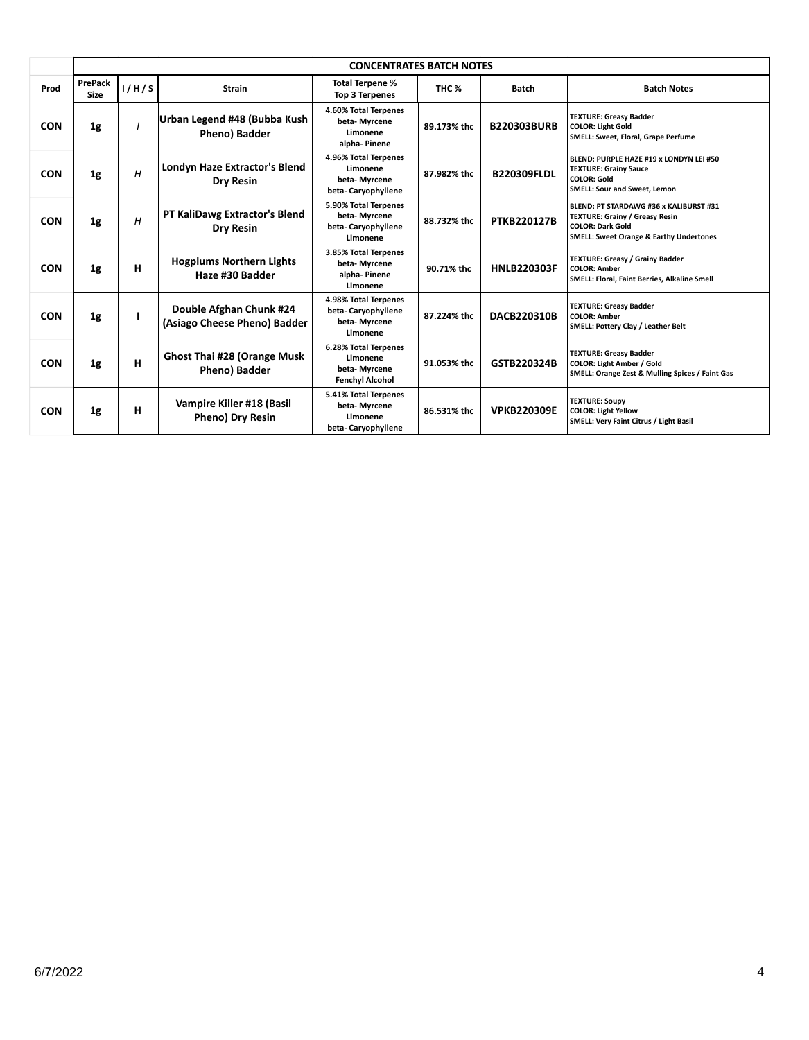| Prod | PrePack Size | I / H / S | Strain | Total Terpene % Top 3 Terpenes | THC % | Batch | Batch Notes |
|---|---|---|---|---|---|---|---|
| | **CONCENTRATES BATCH NOTES** | | | | | | |
| CON | 1g | *I* | Urban Legend #48 (Bubba Kush Pheno) Badder | 4.60% Total Terpenes<br>beta- Myrcene<br>Limonene<br>alpha- Pinene | 89.173% thc | B220303BURB | TEXTURE: Greasy Badder<br>COLOR: Light Gold<br>SMELL: Sweet, Floral, Grape Perfume |
| CON | 1g | *H* | Londyn Haze Extractor's Blend Dry Resin | 4.96% Total Terpenes<br>Limonene<br>beta- Myrcene<br>beta- Caryophyllene | 87.982% thc | B220309FLDL | BLEND: PURPLE HAZE #19 x LONDYN LEI #50<br>TEXTURE: Grainy Sauce<br>COLOR: Gold<br>SMELL: Sour and Sweet, Lemon |
| CON | 1g | *H* | PT KaliDawg Extractor's Blend Dry Resin | 5.90% Total Terpenes<br>beta- Myrcene<br>beta- Caryophyllene<br>Limonene | 88.732% thc | PTKB220127B | BLEND: PT STARDAWG #36 x KALIBURST #31<br>TEXTURE: Grainy / Greasy Resin<br>COLOR: Dark Gold<br>SMELL: Sweet Orange & Earthy Undertones |
| CON | 1g | H | Hogplums Northern Lights Haze #30 Badder | 3.85% Total Terpenes<br>beta- Myrcene<br>alpha- Pinene<br>Limonene | 90.71% thc | HNLB220303F | TEXTURE: Greasy / Grainy Badder<br>COLOR: Amber<br>SMELL: Floral, Faint Berries, Alkaline Smell |
| CON | 1g | I | Double Afghan Chunk #24 (Asiago Cheese Pheno) Badder | 4.98% Total Terpenes<br>beta- Caryophyllene<br>beta- Myrcene<br>Limonene | 87.224% thc | DACB220310B | TEXTURE: Greasy Badder<br>COLOR: Amber<br>SMELL: Pottery Clay / Leather Belt |
| CON | 1g | H | Ghost Thai #28 (Orange Musk Pheno) Badder | 6.28% Total Terpenes<br>Limonene<br>beta- Myrcene<br>Fenchyl Alcohol | 91.053% thc | GSTB220324B | TEXTURE: Greasy Badder<br>COLOR: Light Amber / Gold<br>SMELL: Orange Zest & Mulling Spices / Faint Gas |
| CON | 1g | H | Vampire Killer #18 (Basil Pheno) Dry Resin | 5.41% Total Terpenes<br>beta- Myrcene<br>Limonene<br>beta- Caryophyllene | 86.531% thc | VPKB220309E | TEXTURE: Soupy<br>COLOR: Light Yellow<br>SMELL: Very Faint Citrus / Light Basil |

6/7/2022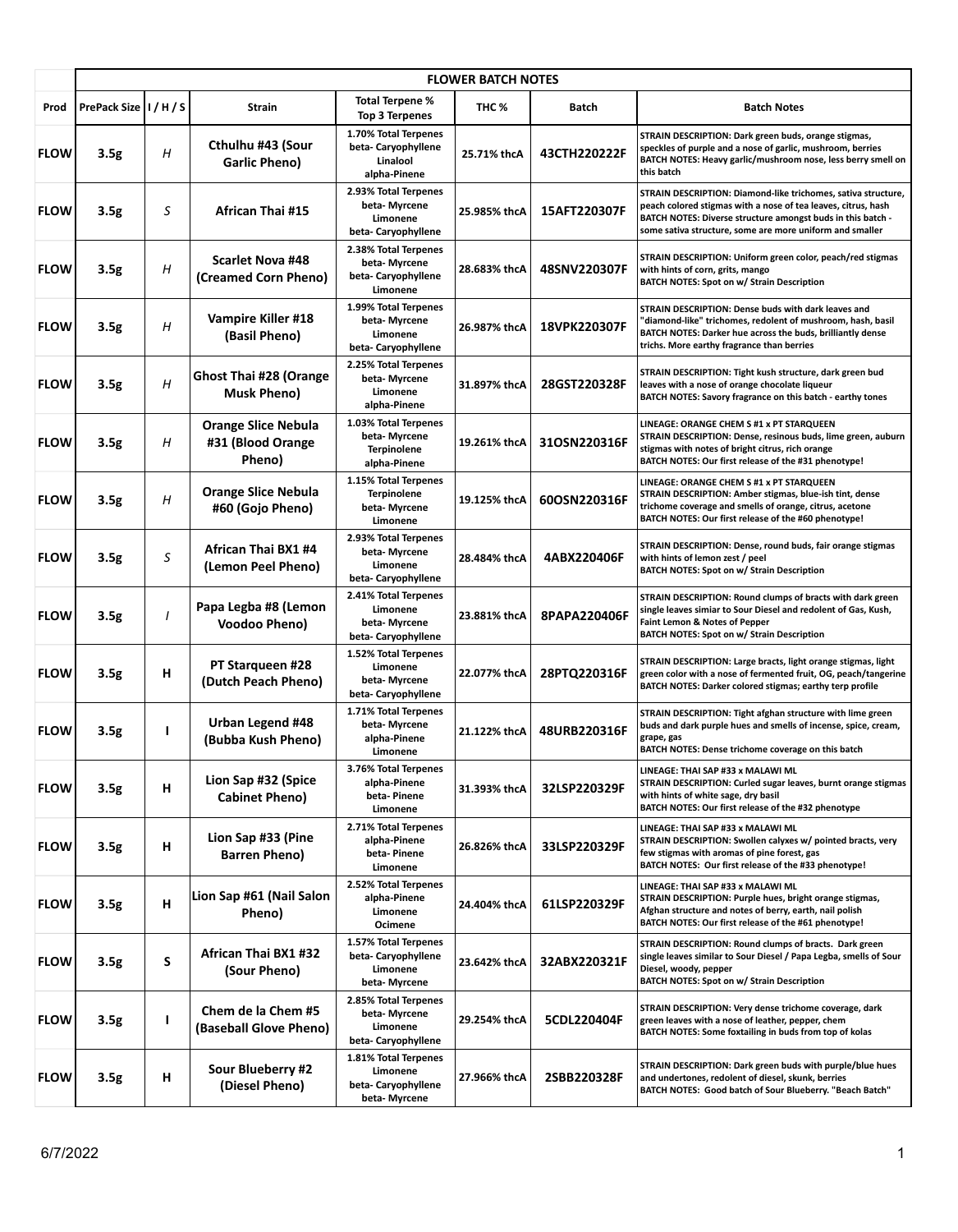| | | | | | | | |
|---|---|---|---|---|---|---|---|
| | **FLOWER BATCH NOTES** | | | | | | |
| **Prod** | **PrePack Size** | **I / H / S** | **Strain** | **Total Terpene % Top 3 Terpenes** | **THC %** | **Batch** | **Batch Notes** |
| **FLOW** | **3.5g** | *H* | **Cthulhu #43 (Sour Garlic Pheno)** | **1.70% Total Terpenes beta- Caryophyllene Linalool alpha-Pinene** | **25.71% thcA** | **43CTH220222F** | **STRAIN DESCRIPTION: Dark green buds, orange stigmas, speckles of purple and a nose of garlic, mushroom, berries BATCH NOTES: Heavy garlic/mushroom nose, less berry smell on this batch** |
| **FLOW** | **3.5g** | *S* | **African Thai #15** | **2.93% Total Terpenes beta- Myrcene Limonene beta- Caryophyllene** | **25.985% thcA** | **15AFT220307F** | **STRAIN DESCRIPTION: Diamond-like trichomes, sativa structure, peach colored stigmas with a nose of tea leaves, citrus, hash BATCH NOTES: Diverse structure amongst buds in this batch - some sativa structure, some are more uniform and smaller** |
| **FLOW** | **3.5g** | *H* | **Scarlet Nova #48 (Creamed Corn Pheno)** | **2.38% Total Terpenes beta- Myrcene beta- Caryophyllene Limonene** | **28.683% thcA** | **48SNV220307F** | **STRAIN DESCRIPTION: Uniform green color, peach/red stigmas with hints of corn, grits, mango BATCH NOTES: Spot on w/ Strain Description** |
| **FLOW** | **3.5g** | *H* | **Vampire Killer #18 (Basil Pheno)** | **1.99% Total Terpenes beta- Myrcene Limonene beta- Caryophyllene** | **26.987% thcA** | **18VPK220307F** | **STRAIN DESCRIPTION: Dense buds with dark leaves and "diamond-like" trichomes, redolent of mushroom, hash, basil BATCH NOTES: Darker hue across the buds, brilliantly dense trichs. More earthy fragrance than berries** |
| **FLOW** | **3.5g** | *H* | **Ghost Thai #28 (Orange Musk Pheno)** | **2.25% Total Terpenes beta- Myrcene Limonene alpha-Pinene** | **31.897% thcA** | **28GST220328F** | **STRAIN DESCRIPTION: Tight kush structure, dark green bud leaves with a nose of orange chocolate liqueur BATCH NOTES: Savory fragrance on this batch - earthy tones** |
| **FLOW** | **3.5g** | *H* | **Orange Slice Nebula #31 (Blood Orange Pheno)** | **1.03% Total Terpenes beta- Myrcene Terpinolene alpha-Pinene** | **19.261% thcA** | **31OSN220316F** | **LINEAGE: ORANGE CHEM S #1 x PT STARQUEEN STRAIN DESCRIPTION: Dense, resinous buds, lime green, auburn stigmas with notes of bright citrus, rich orange BATCH NOTES: Our first release of the #31 phenotype!** |
| **FLOW** | **3.5g** | *H* | **Orange Slice Nebula #60 (Gojo Pheno)** | **1.15% Total Terpenes Terpinolene beta- Myrcene Limonene** | **19.125% thcA** | **60OSN220316F** | **LINEAGE: ORANGE CHEM S #1 x PT STARQUEEN STRAIN DESCRIPTION: Amber stigmas, blue-ish tint, dense trichome coverage and smells of orange, citrus, acetone BATCH NOTES: Our first release of the #60 phenotype!** |
| **FLOW** | **3.5g** | *S* | **African Thai BX1 #4 (Lemon Peel Pheno)** | **2.93% Total Terpenes beta- Myrcene Limonene beta- Caryophyllene** | **28.484% thcA** | **4ABX220406F** | **STRAIN DESCRIPTION: Dense, round buds, fair orange stigmas with hints of lemon zest / peel BATCH NOTES: Spot on w/ Strain Description** |
| **FLOW** | **3.5g** | *I* | **Papa Legba #8 (Lemon Voodoo Pheno)** | **2.41% Total Terpenes Limonene beta- Myrcene beta- Caryophyllene** | **23.881% thcA** | **8PAPA220406F** | **STRAIN DESCRIPTION: Round clumps of bracts with dark green single leaves simiar to Sour Diesel and redolent of Gas, Kush, Faint Lemon & Notes of Pepper BATCH NOTES: Spot on w/ Strain Description** |
| **FLOW** | **3.5g** | **H** | **PT Starqueen #28 (Dutch Peach Pheno)** | **1.52% Total Terpenes Limonene beta- Myrcene beta- Caryophyllene** | **22.077% thcA** | **28PTQ220316F** | **STRAIN DESCRIPTION: Large bracts, light orange stigmas, light green color with a nose of fermented fruit, OG, peach/tangerine BATCH NOTES: Darker colored stigmas; earthy terp profile** |
| **FLOW** | **3.5g** | **I** | **Urban Legend #48 (Bubba Kush Pheno)** | **1.71% Total Terpenes beta- Myrcene alpha-Pinene Limonene** | **21.122% thcA** | **48URB220316F** | **STRAIN DESCRIPTION: Tight afghan structure with lime green buds and dark purple hues and smells of incense, spice, cream, grape, gas BATCH NOTES: Dense trichome coverage on this batch** |
| **FLOW** | **3.5g** | **H** | **Lion Sap #32 (Spice Cabinet Pheno)** | **3.76% Total Terpenes alpha-Pinene beta- Pinene Limonene** | **31.393% thcA** | **32LSP220329F** | **LINEAGE: THAI SAP #33 x MALAWI ML STRAIN DESCRIPTION: Curled sugar leaves, burnt orange stigmas with hints of white sage, dry basil BATCH NOTES: Our first release of the #32 phenotype** |
| **FLOW** | **3.5g** | **H** | **Lion Sap #33 (Pine Barren Pheno)** | **2.71% Total Terpenes alpha-Pinene beta- Pinene Limonene** | **26.826% thcA** | **33LSP220329F** | **LINEAGE: THAI SAP #33 x MALAWI ML STRAIN DESCRIPTION: Swollen calyxes w/ pointed bracts, very few stigmas with aromas of pine forest, gas BATCH NOTES: Our first release of the #33 phenotype!** |
| **FLOW** | **3.5g** | **H** | **Lion Sap #61 (Nail Salon Pheno)** | **2.52% Total Terpenes alpha-Pinene Limonene Ocimene** | **24.404% thcA** | **61LSP220329F** | **LINEAGE: THAI SAP #33 x MALAWI ML STRAIN DESCRIPTION: Purple hues, bright orange stigmas, Afghan structure and notes of berry, earth, nail polish BATCH NOTES: Our first release of the #61 phenotype!** |
| **FLOW** | **3.5g** | **S** | **African Thai BX1 #32 (Sour Pheno)** | **1.57% Total Terpenes beta- Caryophyllene Limonene beta- Myrcene** | **23.642% thcA** | **32ABX220321F** | **STRAIN DESCRIPTION: Round clumps of bracts. Dark green single leaves similar to Sour Diesel / Papa Legba, smells of Sour Diesel, woody, pepper BATCH NOTES: Spot on w/ Strain Description** |
| **FLOW** | **3.5g** | **I** | **Chem de la Chem #5 (Baseball Glove Pheno)** | **2.85% Total Terpenes beta- Myrcene Limonene beta- Caryophyllene** | **29.254% thcA** | **5CDL220404F** | **STRAIN DESCRIPTION: Very dense trichome coverage, dark green leaves with a nose of leather, pepper, chem BATCH NOTES: Some foxtailing in buds from top of kolas** |
| **FLOW** | **3.5g** | **H** | **Sour Blueberry #2 (Diesel Pheno)** | **1.81% Total Terpenes Limonene beta- Caryophyllene beta- Myrcene** | **27.966% thcA** | **2SBB220328F** | **STRAIN DESCRIPTION: Dark green buds with purple/blue hues and undertones, redolent of diesel, skunk, berries BATCH NOTES: Good batch of Sour Blueberry. "Beach Batch"** |

6/7/2022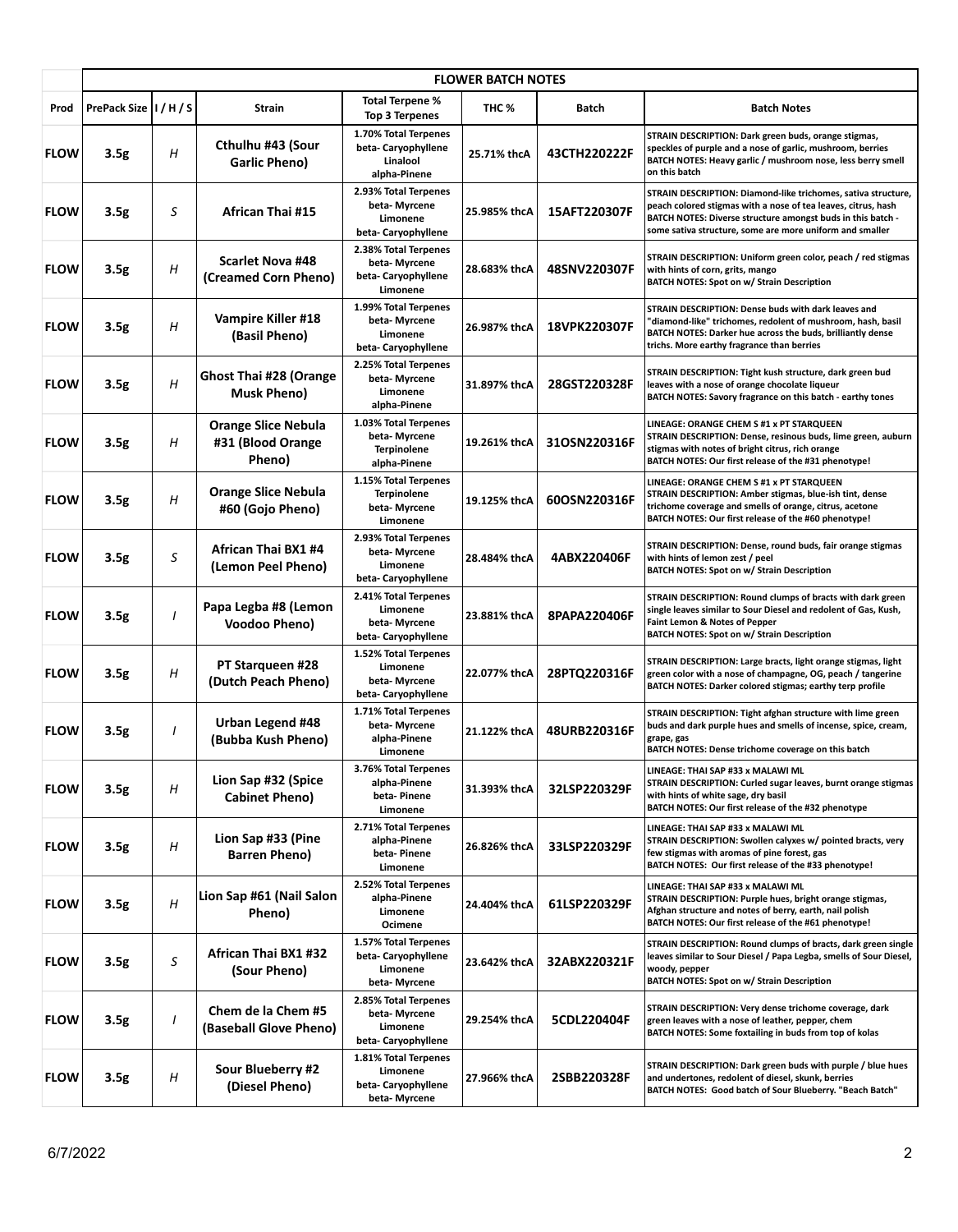| FLOWER BATCH NOTES | | | | | | | |
|---|---|---|---|---|---|---|---|
| **Prod** | **PrePack Size** | **I / H / S** | **Strain** | **Total Terpene % Top 3 Terpenes** | **THC %** | **Batch** | **Batch Notes** |
| **FLOW** | **3.5g** | *H* | **Cthulhu #43 (Sour Garlic Pheno)** | **1.70% Total Terpenes** beta- Caryophyllene Linalool alpha-Pinene | **25.71% thcA** | **43CTH220222F** | STRAIN DESCRIPTION: Dark green buds, orange stigmas, speckles of purple and a nose of garlic, mushroom, berries BATCH NOTES: Heavy garlic / mushroom nose, less berry smell on this batch |
| **FLOW** | **3.5g** | *S* | **African Thai #15** | **2.93% Total Terpenes** beta- Myrcene Limonene beta- Caryophyllene | **25.985% thcA** | **15AFT220307F** | STRAIN DESCRIPTION: Diamond-like trichomes, sativa structure, peach colored stigmas with a nose of tea leaves, citrus, hash BATCH NOTES: Diverse structure amongst buds in this batch - some sativa structure, some are more uniform and smaller |
| **FLOW** | **3.5g** | *H* | **Scarlet Nova #48 (Creamed Corn Pheno)** | **2.38% Total Terpenes** beta- Myrcene beta- Caryophyllene Limonene | **28.683% thcA** | **48SNV220307F** | STRAIN DESCRIPTION: Uniform green color, peach / red stigmas with hints of corn, grits, mango BATCH NOTES: Spot on w/ Strain Description |
| **FLOW** | **3.5g** | *H* | **Vampire Killer #18 (Basil Pheno)** | **1.99% Total Terpenes** beta- Myrcene Limonene beta- Caryophyllene | **26.987% thcA** | **18VPK220307F** | STRAIN DESCRIPTION: Dense buds with dark leaves and "diamond-like" trichomes, redolent of mushroom, hash, basil BATCH NOTES: Darker hue across the buds, brilliantly dense trichs. More earthy fragrance than berries |
| **FLOW** | **3.5g** | *H* | **Ghost Thai #28 (Orange Musk Pheno)** | **2.25% Total Terpenes** beta- Myrcene Limonene alpha-Pinene | **31.897% thcA** | **28GST220328F** | STRAIN DESCRIPTION: Tight kush structure, dark green bud leaves with a nose of orange chocolate liqueur BATCH NOTES: Savory fragrance on this batch - earthy tones |
| **FLOW** | **3.5g** | *H* | **Orange Slice Nebula #31 (Blood Orange Pheno)** | **1.03% Total Terpenes** beta- Myrcene Terpinolene alpha-Pinene | **19.261% thcA** | **31OSN220316F** | LINEAGE: ORANGE CHEM S #1 x PT STARQUEEN STRAIN DESCRIPTION: Dense, resinous buds, lime green, auburn stigmas with notes of bright citrus, rich orange BATCH NOTES: Our first release of the #31 phenotype! |
| **FLOW** | **3.5g** | *H* | **Orange Slice Nebula #60 (Gojo Pheno)** | **1.15% Total Terpenes** Terpinolene beta- Myrcene Limonene | **19.125% thcA** | **60OSN220316F** | LINEAGE: ORANGE CHEM S #1 x PT STARQUEEN STRAIN DESCRIPTION: Amber stigmas, blue-ish tint, dense trichome coverage and smells of orange, citrus, acetone BATCH NOTES: Our first release of the #60 phenotype! |
| **FLOW** | **3.5g** | *S* | **African Thai BX1 #4 (Lemon Peel Pheno)** | **2.93% Total Terpenes** beta- Myrcene Limonene beta- Caryophyllene | **28.484% thcA** | **4ABX220406F** | STRAIN DESCRIPTION: Dense, round buds, fair orange stigmas with hints of lemon zest / peel BATCH NOTES: Spot on w/ Strain Description |
| **FLOW** | **3.5g** | *I* | **Papa Legba #8 (Lemon Voodoo Pheno)** | **2.41% Total Terpenes** Limonene beta- Myrcene beta- Caryophyllene | **23.881% thcA** | **8PAPA220406F** | STRAIN DESCRIPTION: Round clumps of bracts with dark green single leaves similar to Sour Diesel and redolent of Gas, Kush, Faint Lemon & Notes of Pepper BATCH NOTES: Spot on w/ Strain Description |
| **FLOW** | **3.5g** | *H* | **PT Starqueen #28 (Dutch Peach Pheno)** | **1.52% Total Terpenes** Limonene beta- Myrcene beta- Caryophyllene | **22.077% thcA** | **28PTQ220316F** | STRAIN DESCRIPTION: Large bracts, light orange stigmas, light green color with a nose of champagne, OG, peach / tangerine BATCH NOTES: Darker colored stigmas; earthy terp profile |
| **FLOW** | **3.5g** | *I* | **Urban Legend #48 (Bubba Kush Pheno)** | **1.71% Total Terpenes** beta- Myrcene alpha-Pinene Limonene | **21.122% thcA** | **48URB220316F** | STRAIN DESCRIPTION: Tight afghan structure with lime green buds and dark purple hues and smells of incense, spice, cream, grape, gas BATCH NOTES: Dense trichome coverage on this batch |
| **FLOW** | **3.5g** | *H* | **Lion Sap #32 (Spice Cabinet Pheno)** | **3.76% Total Terpenes** alpha-Pinene beta- Pinene Limonene | **31.393% thcA** | **32LSP220329F** | LINEAGE: THAI SAP #33 x MALAWI ML STRAIN DESCRIPTION: Curled sugar leaves, burnt orange stigmas with hints of white sage, dry basil BATCH NOTES: Our first release of the #32 phenotype |
| **FLOW** | **3.5g** | *H* | **Lion Sap #33 (Pine Barren Pheno)** | **2.71% Total Terpenes** alpha-Pinene beta- Pinene Limonene | **26.826% thcA** | **33LSP220329F** | LINEAGE: THAI SAP #33 x MALAWI ML STRAIN DESCRIPTION: Swollen calyxes w/ pointed bracts, very few stigmas with aromas of pine forest, gas BATCH NOTES: Our first release of the #33 phenotype! |
| **FLOW** | **3.5g** | *H* | **Lion Sap #61 (Nail Salon Pheno)** | **2.52% Total Terpenes** alpha-Pinene Limonene Ocimene | **24.404% thcA** | **61LSP220329F** | LINEAGE: THAI SAP #33 x MALAWI ML STRAIN DESCRIPTION: Purple hues, bright orange stigmas, Afghan structure and notes of berry, earth, nail polish BATCH NOTES: Our first release of the #61 phenotype! |
| **FLOW** | **3.5g** | *S* | **African Thai BX1 #32 (Sour Pheno)** | **1.57% Total Terpenes** beta- Caryophyllene Limonene beta- Myrcene | **23.642% thcA** | **32ABX220321F** | STRAIN DESCRIPTION: Round clumps of bracts, dark green single leaves similar to Sour Diesel / Papa Legba, smells of Sour Diesel, woody, pepper BATCH NOTES: Spot on w/ Strain Description |
| **FLOW** | **3.5g** | *I* | **Chem de la Chem #5 (Baseball Glove Pheno)** | **2.85% Total Terpenes** beta- Myrcene Limonene beta- Caryophyllene | **29.254% thcA** | **5CDL220404F** | STRAIN DESCRIPTION: Very dense trichome coverage, dark green leaves with a nose of leather, pepper, chem BATCH NOTES: Some foxtailing in buds from top of kolas |
| **FLOW** | **3.5g** | *H* | **Sour Blueberry #2 (Diesel Pheno)** | **1.81% Total Terpenes** Limonene beta- Caryophyllene beta- Myrcene | **27.966% thcA** | **2SBB220328F** | STRAIN DESCRIPTION: Dark green buds with purple / blue hues and undertones, redolent of diesel, skunk, berries BATCH NOTES: Good batch of Sour Blueberry. "Beach Batch" |

6/7/2022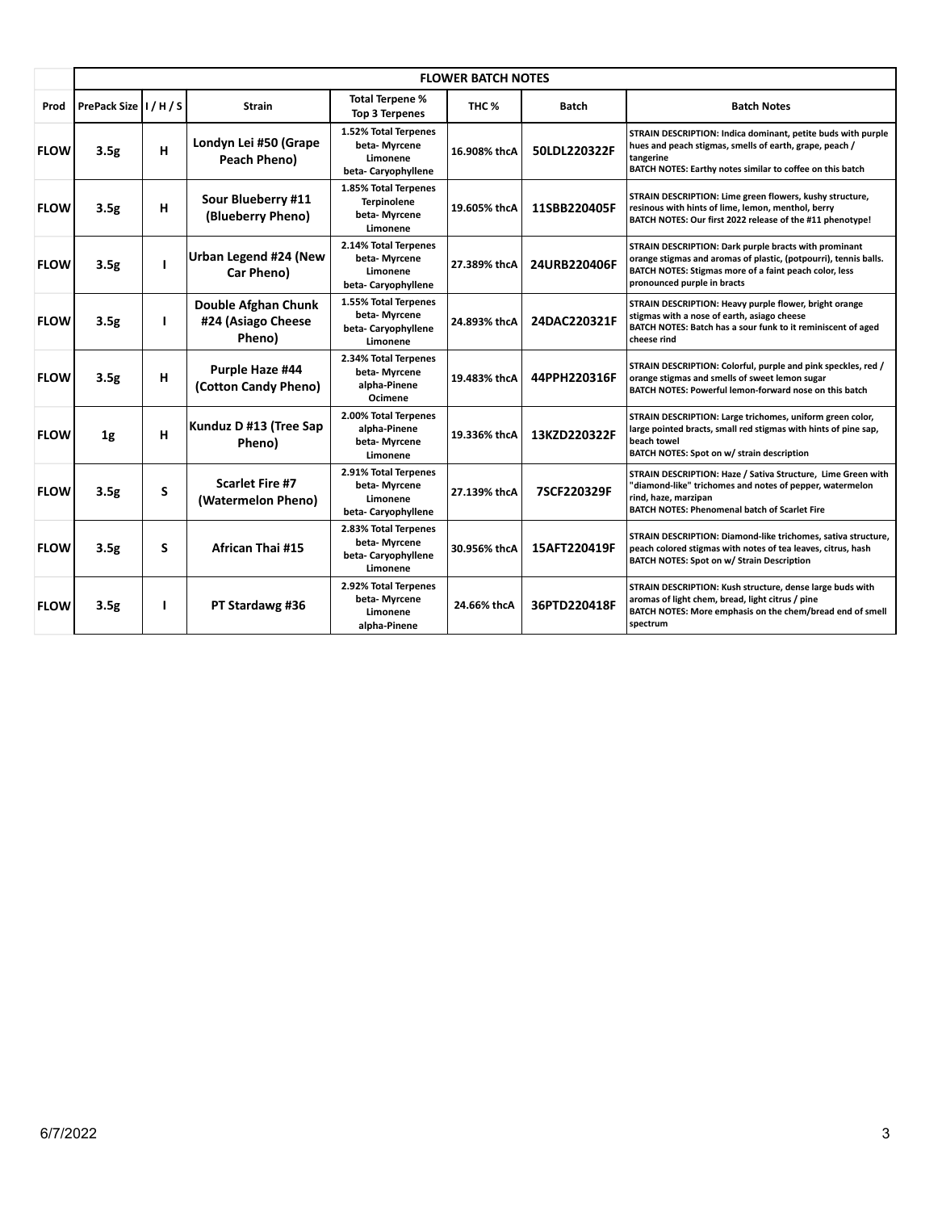| | FLOWER BATCH NOTES | | | | | | |
|---|---|---|---|---|---|---|---|
| Prod | PrePack Size | I / H / S | Strain | Total Terpene % Top 3 Terpenes | THC % | Batch | Batch Notes |
| FLOW | 3.5g | H | Londyn Lei #50 (Grape Peach Pheno) | 1.52% Total Terpenes beta- Myrcene Limonene beta- Caryophyllene | 16.908% thcA | 50LDL220322F | STRAIN DESCRIPTION: Indica dominant, petite buds with purple hues and peach stigmas, smells of earth, grape, peach / tangerine BATCH NOTES: Earthy notes similar to coffee on this batch |
| FLOW | 3.5g | H | Sour Blueberry #11 (Blueberry Pheno) | 1.85% Total Terpenes Terpinolene beta- Myrcene Limonene | 19.605% thcA | 11SBB220405F | STRAIN DESCRIPTION: Lime green flowers, kushy structure, resinous with hints of lime, lemon, menthol, berry BATCH NOTES: Our first 2022 release of the #11 phenotype! |
| FLOW | 3.5g | I | Urban Legend #24 (New Car Pheno) | 2.14% Total Terpenes beta- Myrcene Limonene beta- Caryophyllene | 27.389% thcA | 24URB220406F | STRAIN DESCRIPTION: Dark purple bracts with prominant orange stigmas and aromas of plastic, (potpourri), tennis balls. BATCH NOTES: Stigmas more of a faint peach color, less pronounced purple in bracts |
| FLOW | 3.5g | I | Double Afghan Chunk #24 (Asiago Cheese Pheno) | 1.55% Total Terpenes beta- Myrcene beta- Caryophyllene Limonene | 24.893% thcA | 24DAC220321F | STRAIN DESCRIPTION: Heavy purple flower, bright orange stigmas with a nose of earth, asiago cheese BATCH NOTES: Batch has a sour funk to it reminiscent of aged cheese rind |
| FLOW | 3.5g | H | Purple Haze #44 (Cotton Candy Pheno) | 2.34% Total Terpenes beta- Myrcene alpha-Pinene Ocimene | 19.483% thcA | 44PPH220316F | STRAIN DESCRIPTION: Colorful, purple and pink speckles, red / orange stigmas and smells of sweet lemon sugar BATCH NOTES: Powerful lemon-forward nose on this batch |
| FLOW | 1g | H | Kunduz D #13 (Tree Sap Pheno) | 2.00% Total Terpenes alpha-Pinene beta- Myrcene Limonene | 19.336% thcA | 13KZD220322F | STRAIN DESCRIPTION: Large trichomes, uniform green color, large pointed bracts, small red stigmas with hints of pine sap, beach towel BATCH NOTES: Spot on w/ strain description |
| FLOW | 3.5g | S | Scarlet Fire #7 (Watermelon Pheno) | 2.91% Total Terpenes beta- Myrcene Limonene beta- Caryophyllene | 27.139% thcA | 7SCF220329F | STRAIN DESCRIPTION: Haze / Sativa Structure, Lime Green with "diamond-like" trichomes and notes of pepper, watermelon rind, haze, marzipan BATCH NOTES: Phenomenal batch of Scarlet Fire |
| FLOW | 3.5g | S | African Thai #15 | 2.83% Total Terpenes beta- Myrcene beta- Caryophyllene Limonene | 30.956% thcA | 15AFT220419F | STRAIN DESCRIPTION: Diamond-like trichomes, sativa structure, peach colored stigmas with notes of tea leaves, citrus, hash BATCH NOTES: Spot on w/ Strain Description |
| FLOW | 3.5g | I | PT Stardawg #36 | 2.92% Total Terpenes beta- Myrcene Limonene alpha-Pinene | 24.66% thcA | 36PTD220418F | STRAIN DESCRIPTION: Kush structure, dense large buds with aromas of light chem, bread, light citrus / pine BATCH NOTES: More emphasis on the chem/bread end of smell spectrum |

6/7/2022